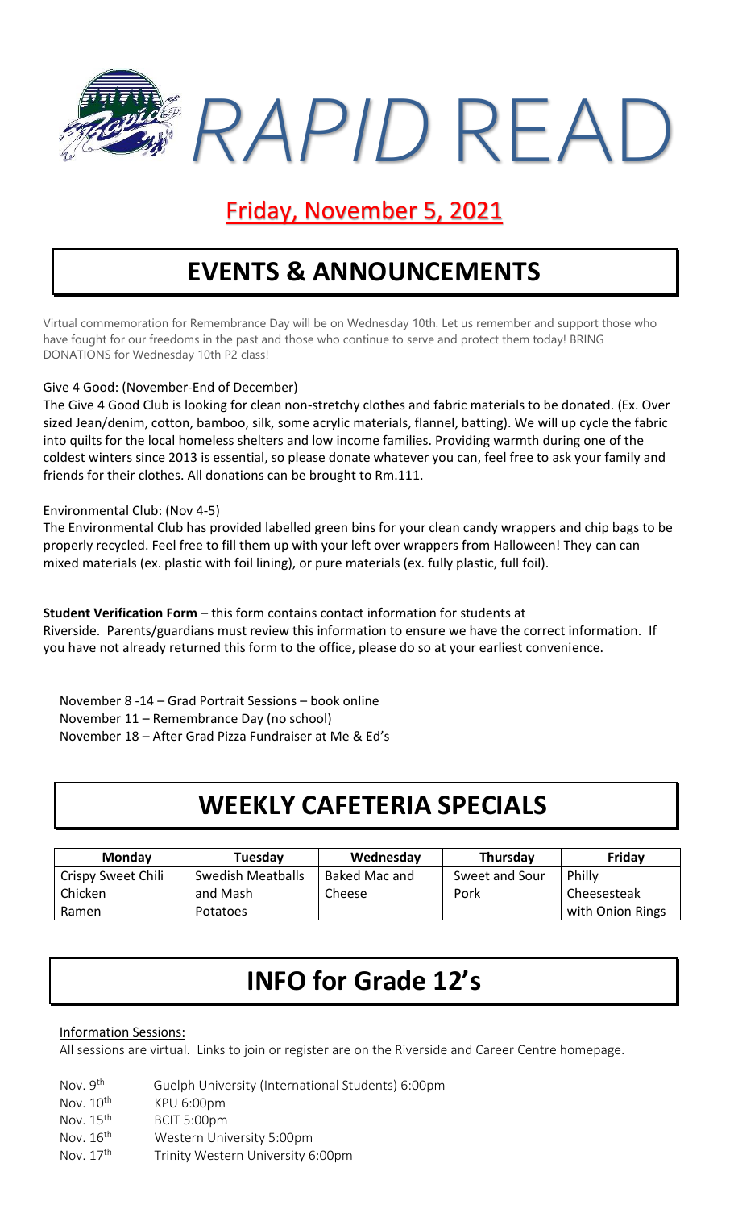# *RAPID* READ

## Friday, November 5, 2021

## EVENTS & ANNOUNCEMENTS

Virtual commemoration for Remembrance Day will be on Wednesday 10th. Let us remember and support those who have fought for our freedoms in the past and those who continue to serve and protect them today! BRING DONATIONS for Wednesday 10th P2 class!

Give 4 Good: (November-End of December)

The Give 4 Good Club is looking for clean non-stretchy clothes and fabric materials to be donated. (Ex. Over sized Jean/denim, cotton, bamboo, silk, some acrylic materials, flannel, batting). We will up cycle the fabric into quilts for the local homeless shelters and low income families. Providing warmth during one of the coldest winters since 2013 is essential, so please donate whatever you can, feel free to ask your family and friends for their clothes. All donations can be brought to Rm.111.

Environmental Club: (Nov 4-5)

The Environmental Club has provided labelled green bins for your clean candy wrappers and chip bags to be properly recycled. Feel free to fill them up with your left over wrappers from Halloween! They can can mixed materials (ex. plastic with foil lining), or pure materials (ex. fully plastic, full foil).

**Student Verification Form** – this form contains contact information for students at Riverside. Parents/guardians must review this information to ensure we have the correct information. If you have not already returned this form to the office, please do so at your earliest convenience.

November 8 -14 – Grad Portrait Sessions – book online
November 11 – Remembrance Day (no school)
November 18 – After Grad Pizza Fundraiser at Me & Ed's

## WEEKLY CAFETERIA SPECIALS

| Monday | Tuesday | Wednesday | Thursday | Friday |
|---|---|---|---|---|
| Crispy Sweet Chili Chicken Ramen | Swedish Meatballs and Mash Potatoes | Baked Mac and Cheese | Sweet and Sour Pork | Philly Cheesesteak with Onion Rings |

## INFO for Grade 12's

Information Sessions:

All sessions are virtual. Links to join or register are on the Riverside and Career Centre homepage.

Nov. 9th — Guelph University (International Students) 6:00pm
Nov. 10th — KPU 6:00pm
Nov. 15th — BCIT 5:00pm
Nov. 16th — Western University 5:00pm
Nov. 17th — Trinity Western University 6:00pm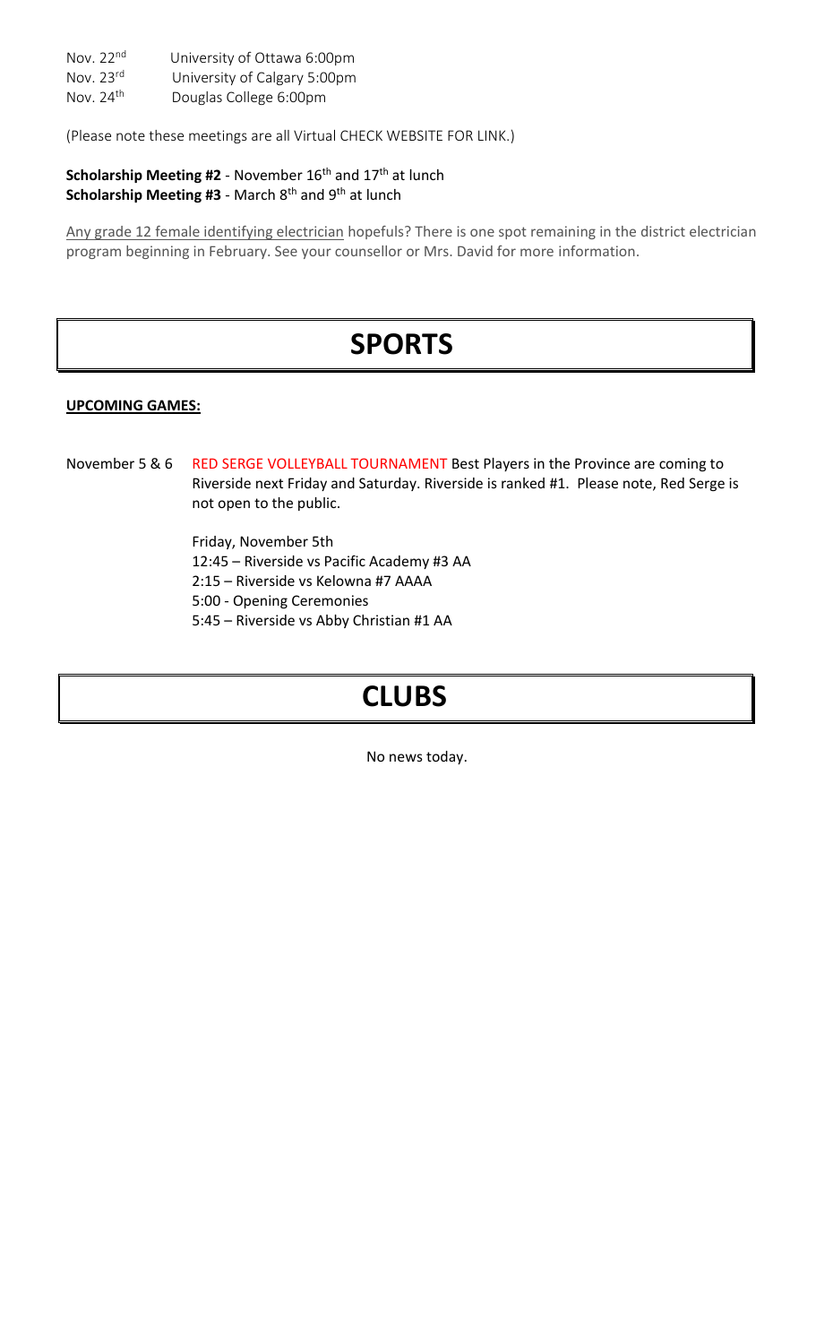Nov. 22nd University of Ottawa 6:00pm
Nov. 23rd University of Calgary 5:00pm
Nov. 24th Douglas College 6:00pm

(Please note these meetings are all Virtual CHECK WEBSITE FOR LINK.)

**Scholarship Meeting #2** - November 16th and 17th at lunch
**Scholarship Meeting #3** - March 8th and 9th at lunch

Any grade 12 female identifying electrician hopefuls? There is one spot remaining in the district electrician program beginning in February. See your counsellor or Mrs. David for more information.

# SPORTS

**UPCOMING GAMES:**

November 5 & 6 RED SERGE VOLLEYBALL TOURNAMENT Best Players in the Province are coming to Riverside next Friday and Saturday. Riverside is ranked #1. Please note, Red Serge is not open to the public.

Friday, November 5th
12:45 – Riverside vs Pacific Academy #3 AA
2:15 – Riverside vs Kelowna #7 AAAA
5:00 - Opening Ceremonies
5:45 – Riverside vs Abby Christian #1 AA

# CLUBS

No news today.